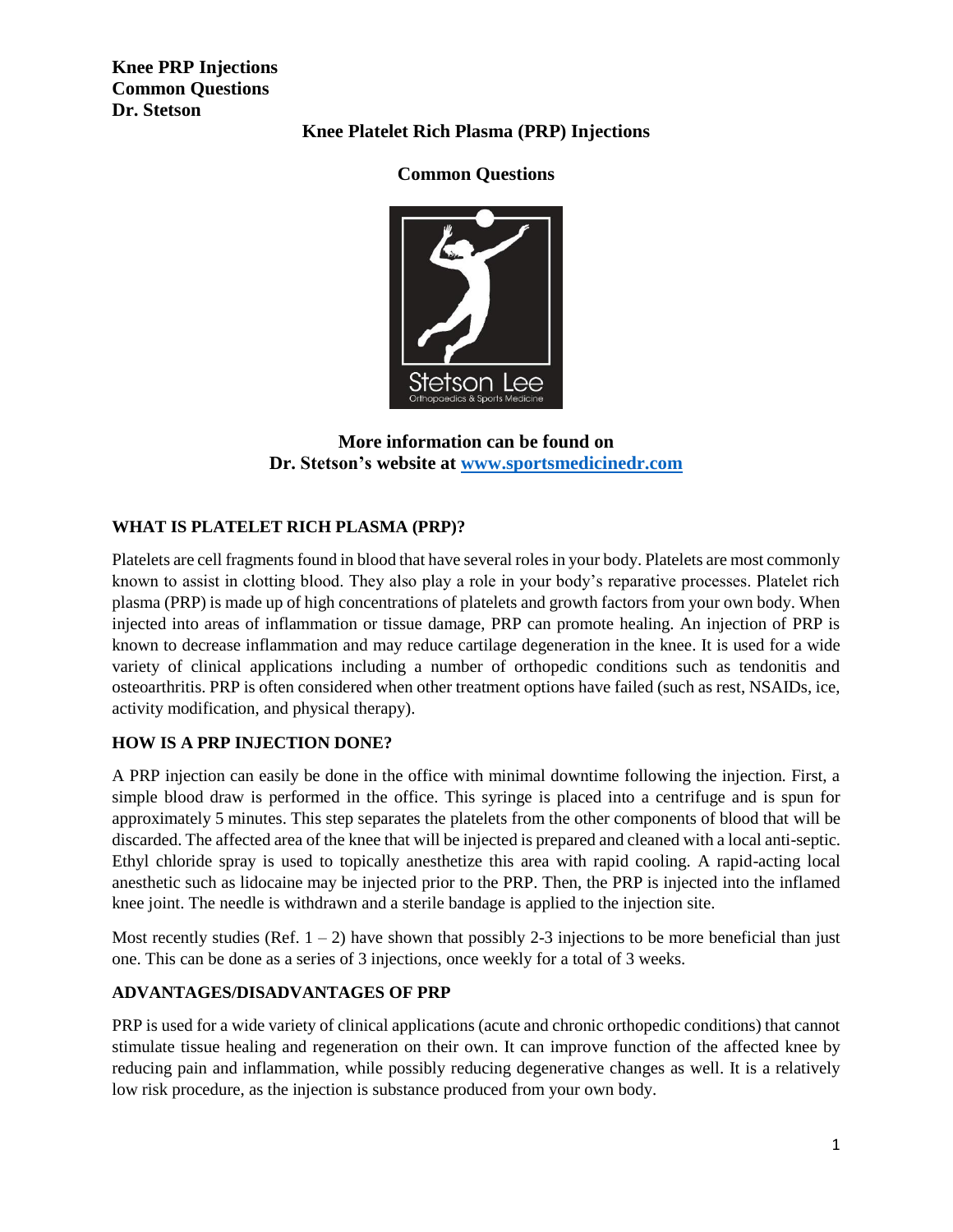**Knee PRP Injections**
**Common Questions**
**Dr. Stetson**

# Knee Platelet Rich Plasma (PRP) Injections

## Common Questions

**More information can be found on Dr. Stetson's website at [www.sportsmedicinedr.com](http://www.sportsmedicinedr.com)**

### WHAT IS PLATELET RICH PLASMA (PRP)?

Platelets are cell fragments found in blood that have several roles in your body. Platelets are most commonly known to assist in clotting blood. They also play a role in your body's reparative processes. Platelet rich plasma (PRP) is made up of high concentrations of platelets and growth factors from your own body. When injected into areas of inflammation or tissue damage, PRP can promote healing. An injection of PRP is known to decrease inflammation and may reduce cartilage degeneration in the knee. It is used for a wide variety of clinical applications including a number of orthopedic conditions such as tendonitis and osteoarthritis. PRP is often considered when other treatment options have failed (such as rest, NSAIDs, ice, activity modification, and physical therapy).

### HOW IS A PRP INJECTION DONE?

A PRP injection can easily be done in the office with minimal downtime following the injection. First, a simple blood draw is performed in the office. This syringe is placed into a centrifuge and is spun for approximately 5 minutes. This step separates the platelets from the other components of blood that will be discarded. The affected area of the knee that will be injected is prepared and cleaned with a local anti-septic. Ethyl chloride spray is used to topically anesthetize this area with rapid cooling. A rapid-acting local anesthetic such as lidocaine may be injected prior to the PRP. Then, the PRP is injected into the inflamed knee joint. The needle is withdrawn and a sterile bandage is applied to the injection site.

Most recently studies (Ref. 1 – 2) have shown that possibly 2-3 injections to be more beneficial than just one. This can be done as a series of 3 injections, once weekly for a total of 3 weeks.

### ADVANTAGES/DISADVANTAGES OF PRP

PRP is used for a wide variety of clinical applications (acute and chronic orthopedic conditions) that cannot stimulate tissue healing and regeneration on their own. It can improve function of the affected knee by reducing pain and inflammation, while possibly reducing degenerative changes as well. It is a relatively low risk procedure, as the injection is substance produced from your own body.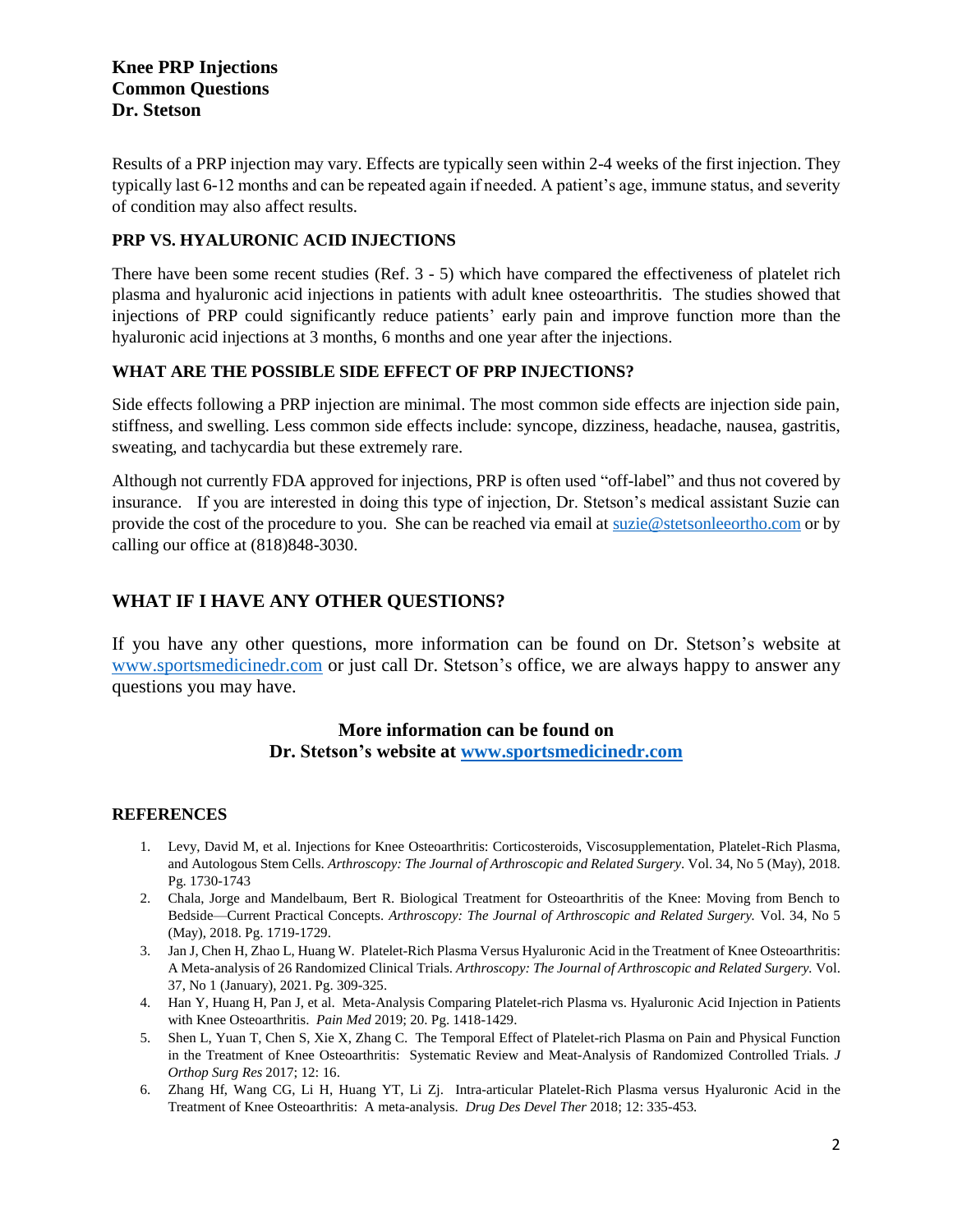**Knee PRP Injections**
**Common Questions**
**Dr. Stetson**

Results of a PRP injection may vary. Effects are typically seen within 2-4 weeks of the first injection. They typically last 6-12 months and can be repeated again if needed. A patient's age, immune status, and severity of condition may also affect results.

### PRP VS. HYALURONIC ACID INJECTIONS

There have been some recent studies (Ref. 3 - 5) which have compared the effectiveness of platelet rich plasma and hyaluronic acid injections in patients with adult knee osteoarthritis. The studies showed that injections of PRP could significantly reduce patients' early pain and improve function more than the hyaluronic acid injections at 3 months, 6 months and one year after the injections.

### WHAT ARE THE POSSIBLE SIDE EFFECT OF PRP INJECTIONS?

Side effects following a PRP injection are minimal. The most common side effects are injection side pain, stiffness, and swelling. Less common side effects include: syncope, dizziness, headache, nausea, gastritis, sweating, and tachycardia but these extremely rare.

Although not currently FDA approved for injections, PRP is often used "off-label" and thus not covered by insurance. If you are interested in doing this type of injection, Dr. Stetson's medical assistant Suzie can provide the cost of the procedure to you. She can be reached via email at suzie@stetsonleeortho.com or by calling our office at (818)848-3030.

## WHAT IF I HAVE ANY OTHER QUESTIONS?

If you have any other questions, more information can be found on Dr. Stetson's website at www.sportsmedicinedr.com or just call Dr. Stetson's office, we are always happy to answer any questions you may have.

**More information can be found on**
**Dr. Stetson's website at www.sportsmedicinedr.com**

### REFERENCES

1. Levy, David M, et al. Injections for Knee Osteoarthritis: Corticosteroids, Viscosupplementation, Platelet-Rich Plasma, and Autologous Stem Cells. *Arthroscopy: The Journal of Arthroscopic and Related Surgery*. Vol. 34, No 5 (May), 2018. Pg. 1730-1743
2. Chala, Jorge and Mandelbaum, Bert R. Biological Treatment for Osteoarthritis of the Knee: Moving from Bench to Bedside—Current Practical Concepts. *Arthroscopy: The Journal of Arthroscopic and Related Surgery.* Vol. 34, No 5 (May), 2018. Pg. 1719-1729.
3. Jan J, Chen H, Zhao L, Huang W. Platelet-Rich Plasma Versus Hyaluronic Acid in the Treatment of Knee Osteoarthritis: A Meta-analysis of 26 Randomized Clinical Trials. *Arthroscopy: The Journal of Arthroscopic and Related Surgery.* Vol. 37, No 1 (January), 2021. Pg. 309-325.
4. Han Y, Huang H, Pan J, et al. Meta-Analysis Comparing Platelet-rich Plasma vs. Hyaluronic Acid Injection in Patients with Knee Osteoarthritis. *Pain Med* 2019; 20. Pg. 1418-1429.
5. Shen L, Yuan T, Chen S, Xie X, Zhang C. The Temporal Effect of Platelet-rich Plasma on Pain and Physical Function in the Treatment of Knee Osteoarthritis: Systematic Review and Meat-Analysis of Randomized Controlled Trials. *J Orthop Surg Res* 2017; 12: 16.
6. Zhang Hf, Wang CG, Li H, Huang YT, Li Zj. Intra-articular Platelet-Rich Plasma versus Hyaluronic Acid in the Treatment of Knee Osteoarthritis: A meta-analysis. *Drug Des Devel Ther* 2018; 12: 335-453.